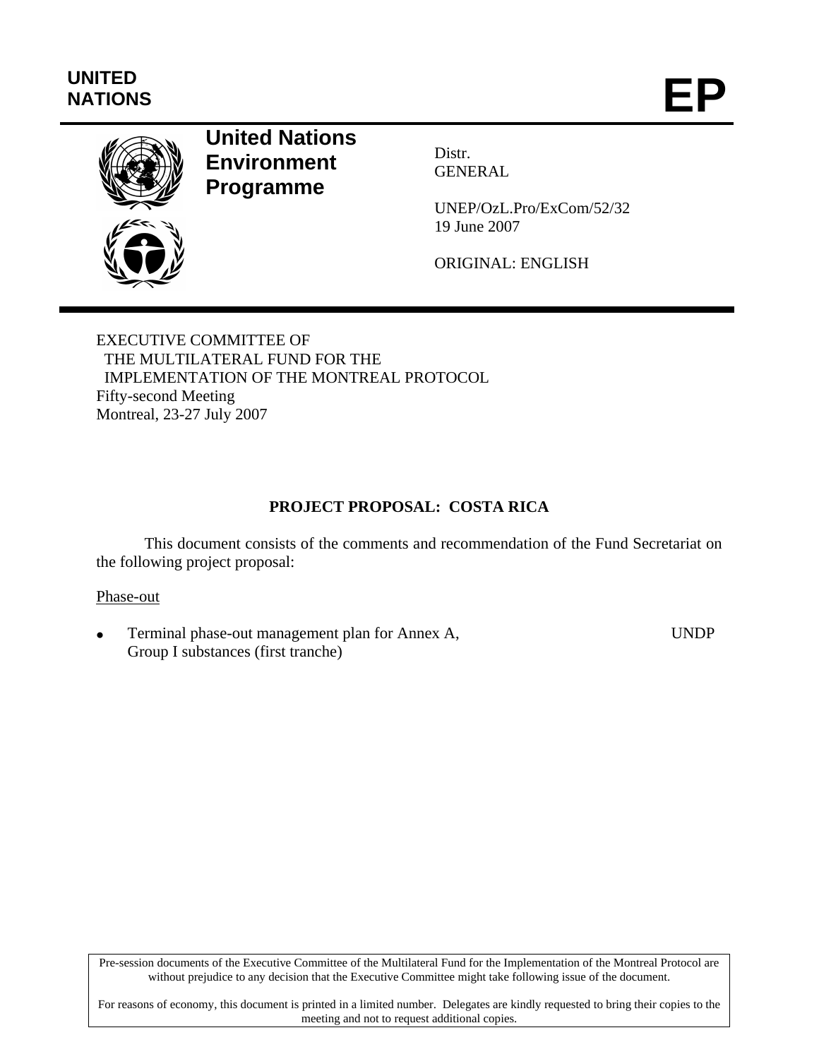**UNITED NATIONS**

# EP

## United Nations Environment Programme

Distr.
GENERAL

UNEP/OzL.Pro/ExCom/52/32
19 June 2007

ORIGINAL: ENGLISH

EXECUTIVE COMMITTEE OF
THE MULTILATERAL FUND FOR THE
IMPLEMENTATION OF THE MONTREAL PROTOCOL
Fifty-second Meeting
Montreal, 23-27 July 2007

## PROJECT PROPOSAL: COSTA RICA

This document consists of the comments and recommendation of the Fund Secretariat on the following project proposal:

Phase-out

- Terminal phase-out management plan for Annex A, Group I substances (first tranche) — UNDP

Pre-session documents of the Executive Committee of the Multilateral Fund for the Implementation of the Montreal Protocol are without prejudice to any decision that the Executive Committee might take following issue of the document.

For reasons of economy, this document is printed in a limited number. Delegates are kindly requested to bring their copies to the meeting and not to request additional copies.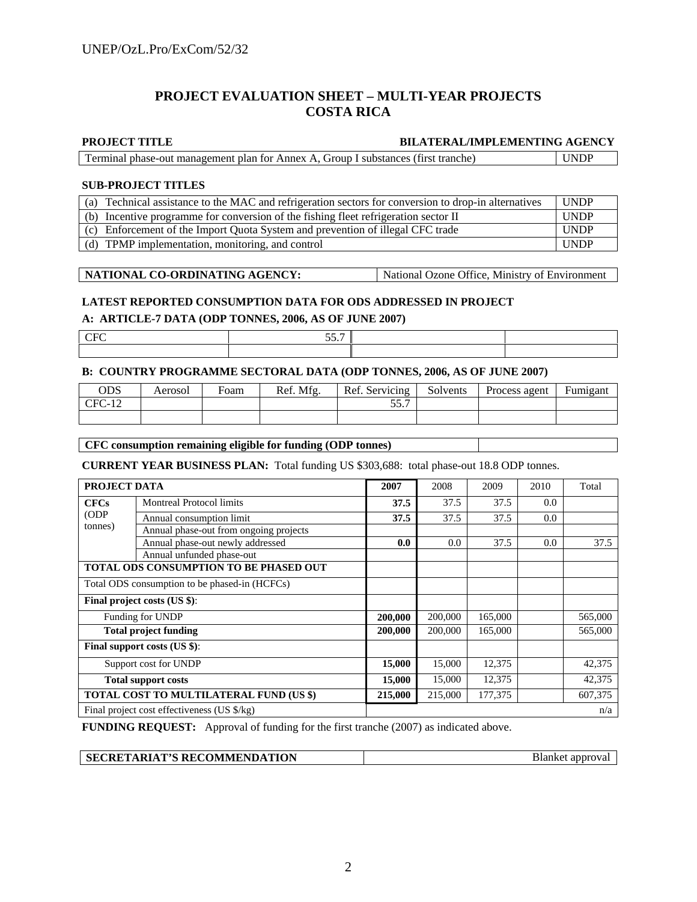## PROJECT EVALUATION SHEET – MULTI-YEAR PROJECTS
## COSTA RICA

| PROJECT TITLE | BILATERAL/IMPLEMENTING AGENCY |
|---|---|
| Terminal phase-out management plan for Annex A, Group I substances (first tranche) | UNDP |

**SUB-PROJECT TITLES**

| Sub-project | Agency |
|---|---|
| (a) Technical assistance to the MAC and refrigeration sectors for conversion to drop-in alternatives | UNDP |
| (b) Incentive programme for conversion of the fishing fleet refrigeration sector II | UNDP |
| (c) Enforcement of the Import Quota System and prevention of illegal CFC trade | UNDP |
| (d) TPMP implementation, monitoring, and control | UNDP |

| NATIONAL CO-ORDINATING AGENCY: | National Ozone Office, Ministry of Environment |
|---|---|

**LATEST REPORTED CONSUMPTION DATA FOR ODS ADDRESSED IN PROJECT**

**A: ARTICLE-7 DATA (ODP TONNES, 2006, AS OF JUNE 2007)**

| CFC | 55.7 | | |
|---|---|---|---|
| | | | |

**B: COUNTRY PROGRAMME SECTORAL DATA (ODP TONNES, 2006, AS OF JUNE 2007)**

| ODS | Aerosol | Foam | Ref. Mfg. | Ref. Servicing | Solvents | Process agent | Fumigant |
|---|---|---|---|---|---|---|---|
| CFC-12 | | | | 55.7 | | | |
| | | | | | | | |

| CFC consumption remaining eligible for funding (ODP tonnes) | |
|---|---|

**CURRENT YEAR BUSINESS PLAN:** Total funding US $303,688: total phase-out 18.8 ODP tonnes.

| PROJECT DATA | | 2007 | 2008 | 2009 | 2010 | Total |
|---|---|---|---|---|---|---|
| **CFCs** (ODP tonnes) | Montreal Protocol limits | **37.5** | 37.5 | 37.5 | 0.0 | |
| | Annual consumption limit | **37.5** | 37.5 | 37.5 | 0.0 | |
| | Annual phase-out from ongoing projects | | | | | |
| | Annual phase-out newly addressed | **0.0** | 0.0 | 37.5 | 0.0 | 37.5 |
| | Annual unfunded phase-out | | | | | |
| **TOTAL ODS CONSUMPTION TO BE PHASED OUT** | | | | | | |
| Total ODS consumption to be phased-in (HCFCs) | | | | | | |
| **Final project costs (US $)**: | | | | | | |
| Funding for UNDP | | **200,000** | 200,000 | 165,000 | | 565,000 |
| **Total project funding** | | **200,000** | 200,000 | 165,000 | | 565,000 |
| **Final support costs (US $)**: | | | | | | |
| Support cost for UNDP | | **15,000** | 15,000 | 12,375 | | 42,375 |
| **Total support costs** | | **15,000** | 15,000 | 12,375 | | 42,375 |
| **TOTAL COST TO MULTILATERAL FUND (US $)** | | **215,000** | 215,000 | 177,375 | | 607,375 |
| Final project cost effectiveness (US $/kg) | | | | | | n/a |

**FUNDING REQUEST:** Approval of funding for the first tranche (2007) as indicated above.

| SECRETARIAT'S RECOMMENDATION | Blanket approval |
|---|---|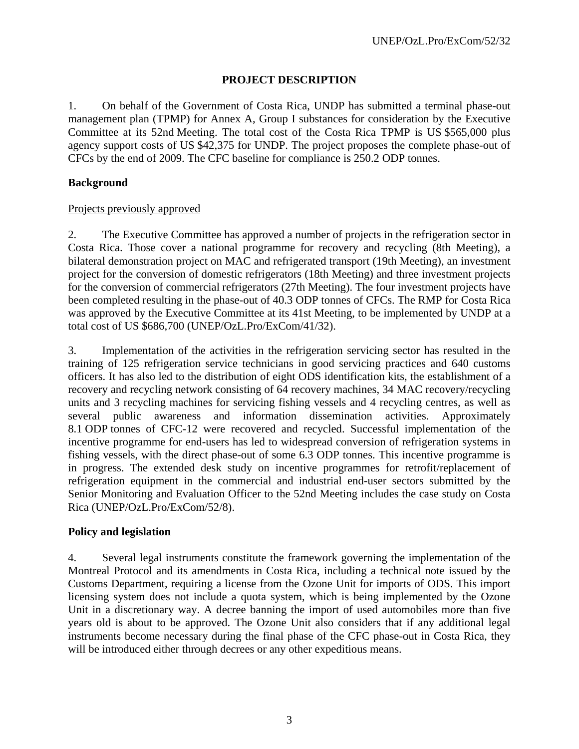## PROJECT DESCRIPTION

1. On behalf of the Government of Costa Rica, UNDP has submitted a terminal phase-out management plan (TPMP) for Annex A, Group I substances for consideration by the Executive Committee at its 52nd Meeting. The total cost of the Costa Rica TPMP is US $565,000 plus agency support costs of US $42,375 for UNDP. The project proposes the complete phase-out of CFCs by the end of 2009. The CFC baseline for compliance is 250.2 ODP tonnes.

### Background

Projects previously approved

2. The Executive Committee has approved a number of projects in the refrigeration sector in Costa Rica. Those cover a national programme for recovery and recycling (8th Meeting), a bilateral demonstration project on MAC and refrigerated transport (19th Meeting), an investment project for the conversion of domestic refrigerators (18th Meeting) and three investment projects for the conversion of commercial refrigerators (27th Meeting). The four investment projects have been completed resulting in the phase-out of 40.3 ODP tonnes of CFCs. The RMP for Costa Rica was approved by the Executive Committee at its 41st Meeting, to be implemented by UNDP at a total cost of US $686,700 (UNEP/OzL.Pro/ExCom/41/32).

3. Implementation of the activities in the refrigeration servicing sector has resulted in the training of 125 refrigeration service technicians in good servicing practices and 640 customs officers. It has also led to the distribution of eight ODS identification kits, the establishment of a recovery and recycling network consisting of 64 recovery machines, 34 MAC recovery/recycling units and 3 recycling machines for servicing fishing vessels and 4 recycling centres, as well as several public awareness and information dissemination activities. Approximately 8.1 ODP tonnes of CFC-12 were recovered and recycled. Successful implementation of the incentive programme for end-users has led to widespread conversion of refrigeration systems in fishing vessels, with the direct phase-out of some 6.3 ODP tonnes. This incentive programme is in progress. The extended desk study on incentive programmes for retrofit/replacement of refrigeration equipment in the commercial and industrial end-user sectors submitted by the Senior Monitoring and Evaluation Officer to the 52nd Meeting includes the case study on Costa Rica (UNEP/OzL.Pro/ExCom/52/8).

### Policy and legislation

4. Several legal instruments constitute the framework governing the implementation of the Montreal Protocol and its amendments in Costa Rica, including a technical note issued by the Customs Department, requiring a license from the Ozone Unit for imports of ODS. This import licensing system does not include a quota system, which is being implemented by the Ozone Unit in a discretionary way. A decree banning the import of used automobiles more than five years old is about to be approved. The Ozone Unit also considers that if any additional legal instruments become necessary during the final phase of the CFC phase-out in Costa Rica, they will be introduced either through decrees or any other expeditious means.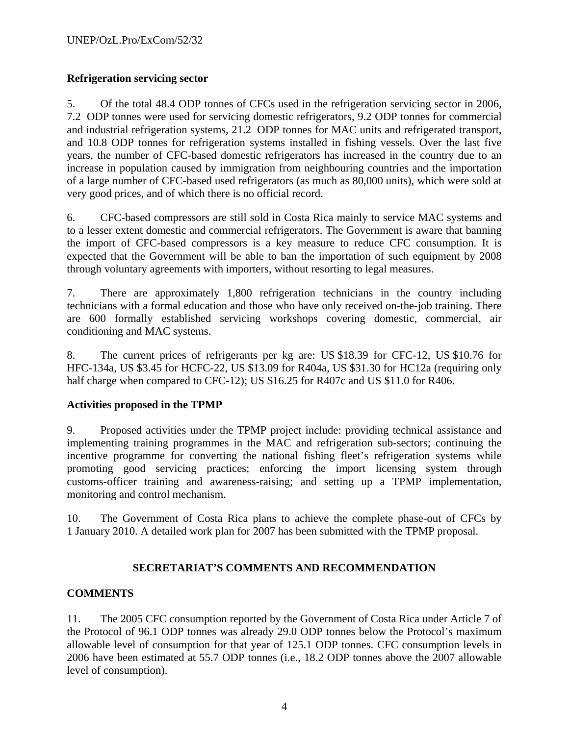**Refrigeration servicing sector**

5. Of the total 48.4 ODP tonnes of CFCs used in the refrigeration servicing sector in 2006, 7.2 ODP tonnes were used for servicing domestic refrigerators, 9.2 ODP tonnes for commercial and industrial refrigeration systems, 21.2 ODP tonnes for MAC units and refrigerated transport, and 10.8 ODP tonnes for refrigeration systems installed in fishing vessels. Over the last five years, the number of CFC-based domestic refrigerators has increased in the country due to an increase in population caused by immigration from neighbouring countries and the importation of a large number of CFC-based used refrigerators (as much as 80,000 units), which were sold at very good prices, and of which there is no official record.

6. CFC-based compressors are still sold in Costa Rica mainly to service MAC systems and to a lesser extent domestic and commercial refrigerators. The Government is aware that banning the import of CFC-based compressors is a key measure to reduce CFC consumption. It is expected that the Government will be able to ban the importation of such equipment by 2008 through voluntary agreements with importers, without resorting to legal measures.

7. There are approximately 1,800 refrigeration technicians in the country including technicians with a formal education and those who have only received on-the-job training. There are 600 formally established servicing workshops covering domestic, commercial, air conditioning and MAC systems.

8. The current prices of refrigerants per kg are: US $18.39 for CFC-12, US $10.76 for HFC-134a, US $3.45 for HCFC-22, US $13.09 for R404a, US $31.30 for HC12a (requiring only half charge when compared to CFC-12); US $16.25 for R407c and US $11.0 for R406.

**Activities proposed in the TPMP**

9. Proposed activities under the TPMP project include: providing technical assistance and implementing training programmes in the MAC and refrigeration sub-sectors; continuing the incentive programme for converting the national fishing fleet's refrigeration systems while promoting good servicing practices; enforcing the import licensing system through customs-officer training and awareness-raising; and setting up a TPMP implementation, monitoring and control mechanism.

10. The Government of Costa Rica plans to achieve the complete phase-out of CFCs by 1 January 2010. A detailed work plan for 2007 has been submitted with the TPMP proposal.

## SECRETARIAT'S COMMENTS AND RECOMMENDATION

**COMMENTS**

11. The 2005 CFC consumption reported by the Government of Costa Rica under Article 7 of the Protocol of 96.1 ODP tonnes was already 29.0 ODP tonnes below the Protocol's maximum allowable level of consumption for that year of 125.1 ODP tonnes. CFC consumption levels in 2006 have been estimated at 55.7 ODP tonnes (i.e., 18.2 ODP tonnes above the 2007 allowable level of consumption).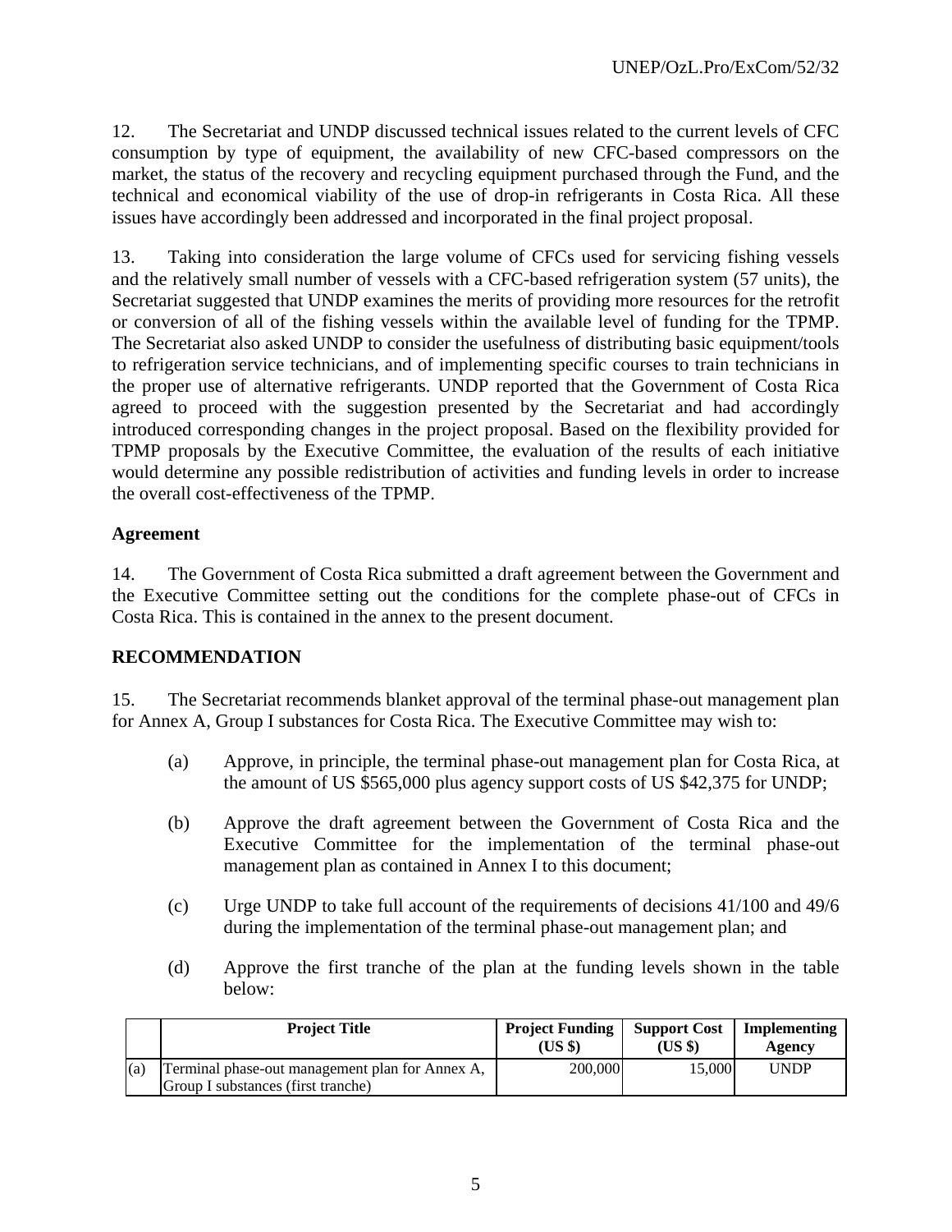12. The Secretariat and UNDP discussed technical issues related to the current levels of CFC consumption by type of equipment, the availability of new CFC-based compressors on the market, the status of the recovery and recycling equipment purchased through the Fund, and the technical and economical viability of the use of drop-in refrigerants in Costa Rica. All these issues have accordingly been addressed and incorporated in the final project proposal.

13. Taking into consideration the large volume of CFCs used for servicing fishing vessels and the relatively small number of vessels with a CFC-based refrigeration system (57 units), the Secretariat suggested that UNDP examines the merits of providing more resources for the retrofit or conversion of all of the fishing vessels within the available level of funding for the TPMP. The Secretariat also asked UNDP to consider the usefulness of distributing basic equipment/tools to refrigeration service technicians, and of implementing specific courses to train technicians in the proper use of alternative refrigerants. UNDP reported that the Government of Costa Rica agreed to proceed with the suggestion presented by the Secretariat and had accordingly introduced corresponding changes in the project proposal. Based on the flexibility provided for TPMP proposals by the Executive Committee, the evaluation of the results of each initiative would determine any possible redistribution of activities and funding levels in order to increase the overall cost-effectiveness of the TPMP.

**Agreement**

14. The Government of Costa Rica submitted a draft agreement between the Government and the Executive Committee setting out the conditions for the complete phase-out of CFCs in Costa Rica. This is contained in the annex to the present document.

**RECOMMENDATION**

15. The Secretariat recommends blanket approval of the terminal phase-out management plan for Annex A, Group I substances for Costa Rica. The Executive Committee may wish to:

(a) Approve, in principle, the terminal phase-out management plan for Costa Rica, at the amount of US $565,000 plus agency support costs of US $42,375 for UNDP;

(b) Approve the draft agreement between the Government of Costa Rica and the Executive Committee for the implementation of the terminal phase-out management plan as contained in Annex I to this document;

(c) Urge UNDP to take full account of the requirements of decisions 41/100 and 49/6 during the implementation of the terminal phase-out management plan; and

(d) Approve the first tranche of the plan at the funding levels shown in the table below:

| | Project Title | Project Funding (US $) | Support Cost (US $) | Implementing Agency |
|---|---|---|---|---|
| (a) | Terminal phase-out management plan for Annex A, Group I substances (first tranche) | 200,000 | 15,000 | UNDP |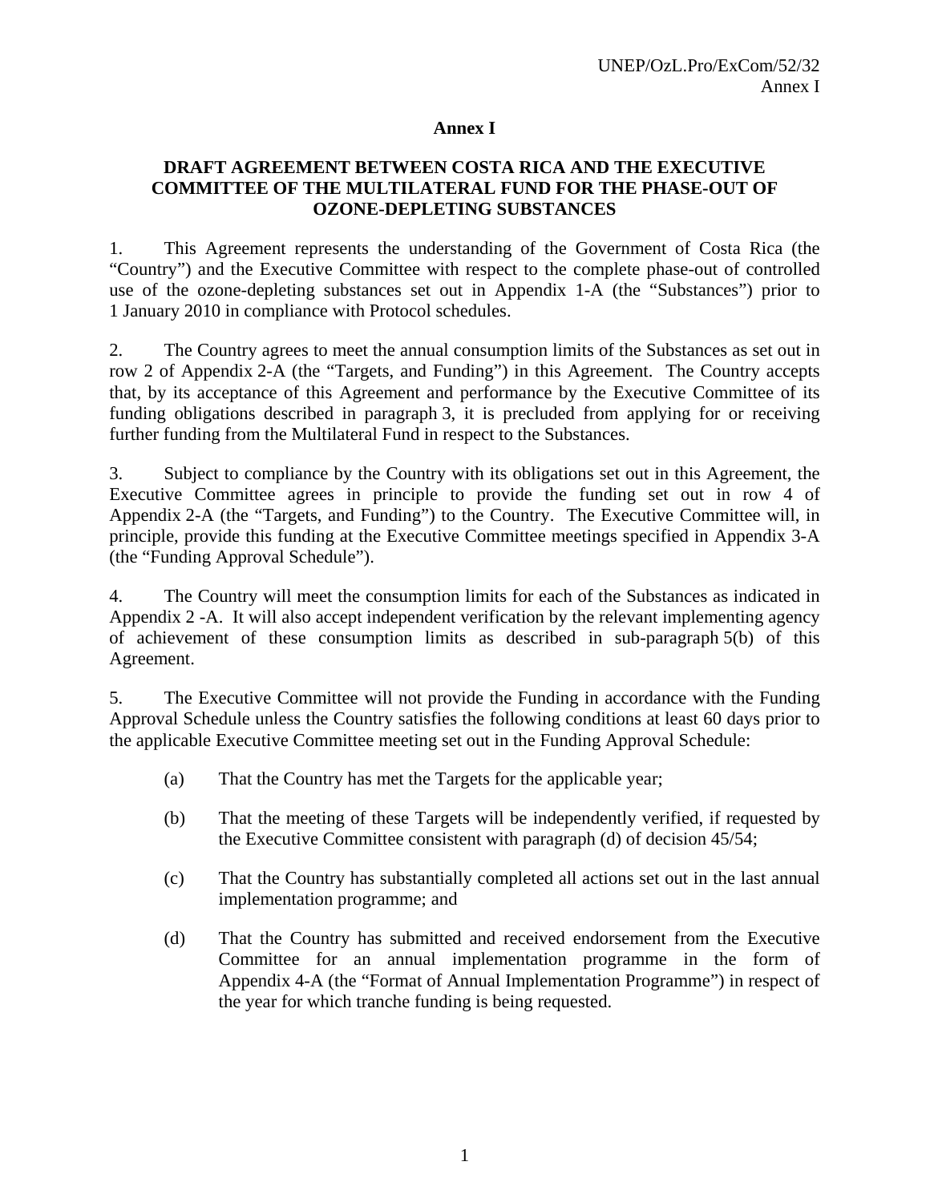**Annex I**

# DRAFT AGREEMENT BETWEEN COSTA RICA AND THE EXECUTIVE COMMITTEE OF THE MULTILATERAL FUND FOR THE PHASE-OUT OF OZONE-DEPLETING SUBSTANCES

1. This Agreement represents the understanding of the Government of Costa Rica (the "Country") and the Executive Committee with respect to the complete phase-out of controlled use of the ozone-depleting substances set out in Appendix 1-A (the "Substances") prior to 1 January 2010 in compliance with Protocol schedules.

2. The Country agrees to meet the annual consumption limits of the Substances as set out in row 2 of Appendix 2-A (the "Targets, and Funding") in this Agreement. The Country accepts that, by its acceptance of this Agreement and performance by the Executive Committee of its funding obligations described in paragraph 3, it is precluded from applying for or receiving further funding from the Multilateral Fund in respect to the Substances.

3. Subject to compliance by the Country with its obligations set out in this Agreement, the Executive Committee agrees in principle to provide the funding set out in row 4 of Appendix 2-A (the "Targets, and Funding") to the Country. The Executive Committee will, in principle, provide this funding at the Executive Committee meetings specified in Appendix 3-A (the "Funding Approval Schedule").

4. The Country will meet the consumption limits for each of the Substances as indicated in Appendix 2 -A. It will also accept independent verification by the relevant implementing agency of achievement of these consumption limits as described in sub-paragraph 5(b) of this Agreement.

5. The Executive Committee will not provide the Funding in accordance with the Funding Approval Schedule unless the Country satisfies the following conditions at least 60 days prior to the applicable Executive Committee meeting set out in the Funding Approval Schedule:

   (a) That the Country has met the Targets for the applicable year;

   (b) That the meeting of these Targets will be independently verified, if requested by the Executive Committee consistent with paragraph (d) of decision 45/54;

   (c) That the Country has substantially completed all actions set out in the last annual implementation programme; and

   (d) That the Country has submitted and received endorsement from the Executive Committee for an annual implementation programme in the form of Appendix 4-A (the "Format of Annual Implementation Programme") in respect of the year for which tranche funding is being requested.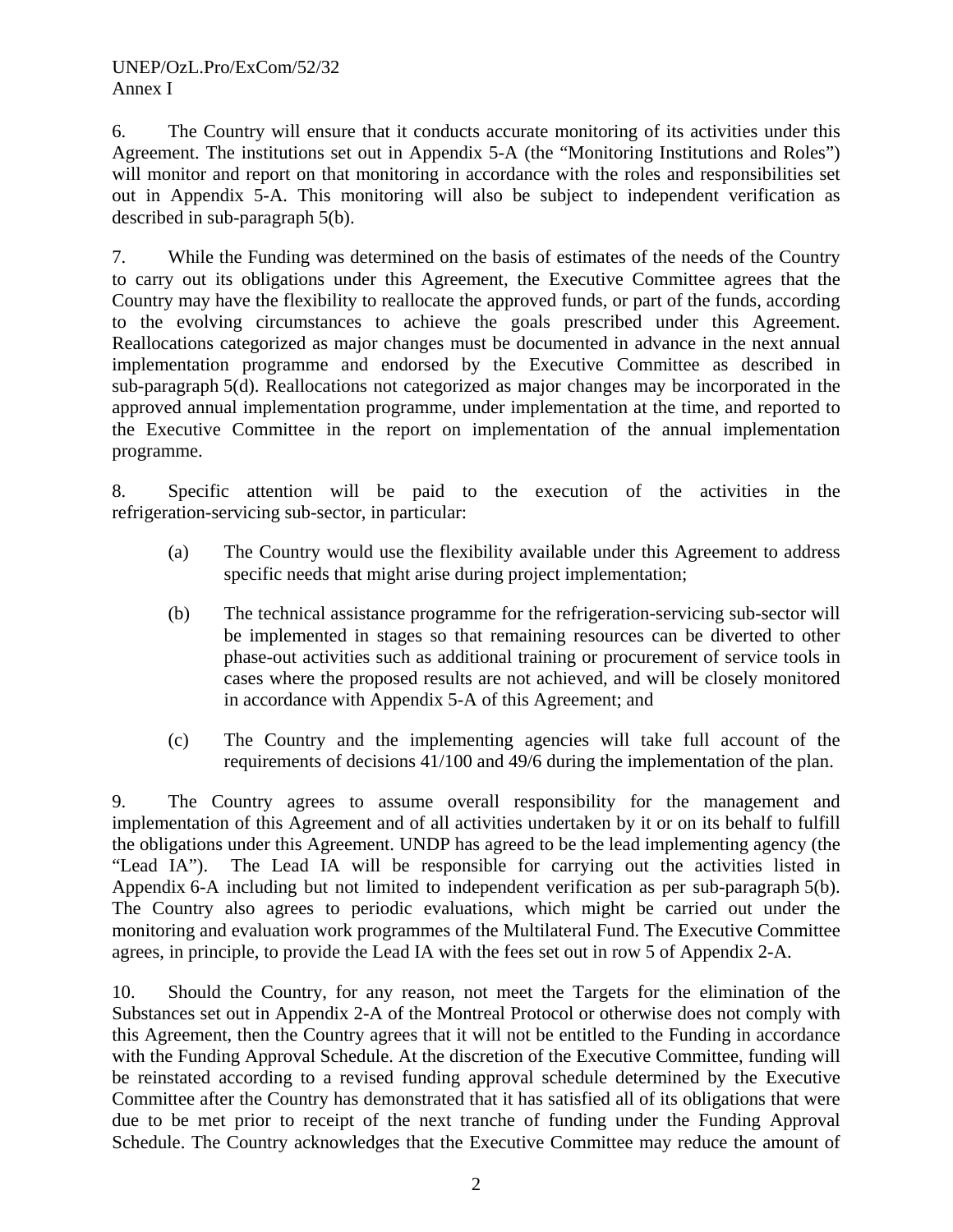6. The Country will ensure that it conducts accurate monitoring of its activities under this Agreement. The institutions set out in Appendix 5-A (the "Monitoring Institutions and Roles") will monitor and report on that monitoring in accordance with the roles and responsibilities set out in Appendix 5-A. This monitoring will also be subject to independent verification as described in sub-paragraph 5(b).

7. While the Funding was determined on the basis of estimates of the needs of the Country to carry out its obligations under this Agreement, the Executive Committee agrees that the Country may have the flexibility to reallocate the approved funds, or part of the funds, according to the evolving circumstances to achieve the goals prescribed under this Agreement. Reallocations categorized as major changes must be documented in advance in the next annual implementation programme and endorsed by the Executive Committee as described in sub-paragraph 5(d). Reallocations not categorized as major changes may be incorporated in the approved annual implementation programme, under implementation at the time, and reported to the Executive Committee in the report on implementation of the annual implementation programme.

8. Specific attention will be paid to the execution of the activities in the refrigeration-servicing sub-sector, in particular:

(a) The Country would use the flexibility available under this Agreement to address specific needs that might arise during project implementation;

(b) The technical assistance programme for the refrigeration-servicing sub-sector will be implemented in stages so that remaining resources can be diverted to other phase-out activities such as additional training or procurement of service tools in cases where the proposed results are not achieved, and will be closely monitored in accordance with Appendix 5-A of this Agreement; and

(c) The Country and the implementing agencies will take full account of the requirements of decisions 41/100 and 49/6 during the implementation of the plan.

9. The Country agrees to assume overall responsibility for the management and implementation of this Agreement and of all activities undertaken by it or on its behalf to fulfill the obligations under this Agreement. UNDP has agreed to be the lead implementing agency (the "Lead IA"). The Lead IA will be responsible for carrying out the activities listed in Appendix 6-A including but not limited to independent verification as per sub-paragraph 5(b). The Country also agrees to periodic evaluations, which might be carried out under the monitoring and evaluation work programmes of the Multilateral Fund. The Executive Committee agrees, in principle, to provide the Lead IA with the fees set out in row 5 of Appendix 2-A.

10. Should the Country, for any reason, not meet the Targets for the elimination of the Substances set out in Appendix 2-A of the Montreal Protocol or otherwise does not comply with this Agreement, then the Country agrees that it will not be entitled to the Funding in accordance with the Funding Approval Schedule. At the discretion of the Executive Committee, funding will be reinstated according to a revised funding approval schedule determined by the Executive Committee after the Country has demonstrated that it has satisfied all of its obligations that were due to be met prior to receipt of the next tranche of funding under the Funding Approval Schedule. The Country acknowledges that the Executive Committee may reduce the amount of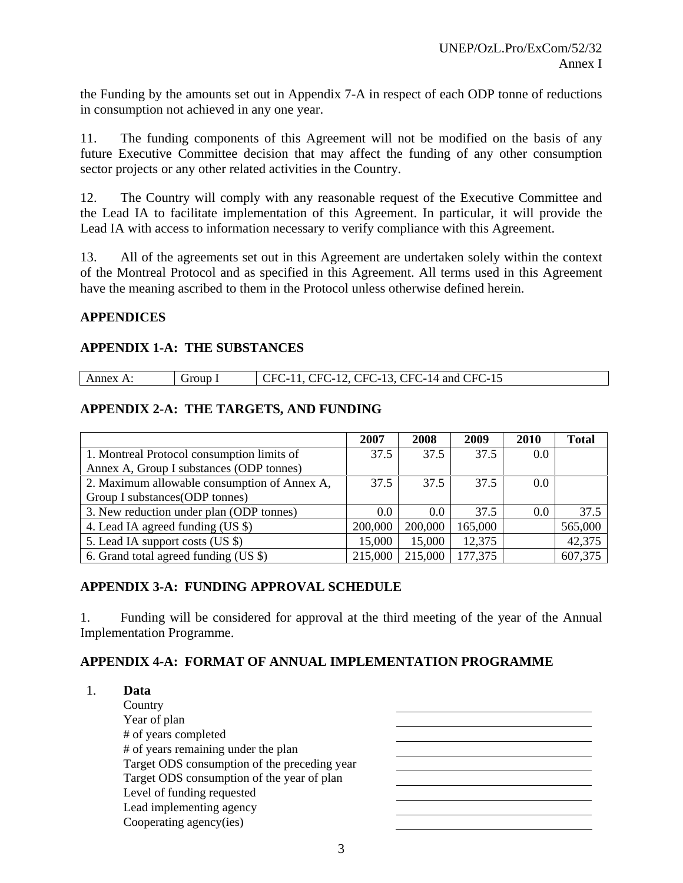the Funding by the amounts set out in Appendix 7-A in respect of each ODP tonne of reductions in consumption not achieved in any one year.

11. The funding components of this Agreement will not be modified on the basis of any future Executive Committee decision that may affect the funding of any other consumption sector projects or any other related activities in the Country.

12. The Country will comply with any reasonable request of the Executive Committee and the Lead IA to facilitate implementation of this Agreement. In particular, it will provide the Lead IA with access to information necessary to verify compliance with this Agreement.

13. All of the agreements set out in this Agreement are undertaken solely within the context of the Montreal Protocol and as specified in this Agreement. All terms used in this Agreement have the meaning ascribed to them in the Protocol unless otherwise defined herein.

## APPENDICES

### APPENDIX 1-A: THE SUBSTANCES

| Annex A: | Group I | CFC-11, CFC-12, CFC-13, CFC-14 and CFC-15 |
|---|---|---|

### APPENDIX 2-A: THE TARGETS, AND FUNDING

| | 2007 | 2008 | 2009 | 2010 | Total |
|---|---|---|---|---|---|
| 1. Montreal Protocol consumption limits of Annex A, Group I substances (ODP tonnes) | 37.5 | 37.5 | 37.5 | 0.0 | |
| 2. Maximum allowable consumption of Annex A, Group I substances(ODP tonnes) | 37.5 | 37.5 | 37.5 | 0.0 | |
| 3. New reduction under plan (ODP tonnes) | 0.0 | 0.0 | 37.5 | 0.0 | 37.5 |
| 4. Lead IA agreed funding (US $) | 200,000 | 200,000 | 165,000 | | 565,000 |
| 5. Lead IA support costs (US $) | 15,000 | 15,000 | 12,375 | | 42,375 |
| 6. Grand total agreed funding (US $) | 215,000 | 215,000 | 177,375 | | 607,375 |

### APPENDIX 3-A: FUNDING APPROVAL SCHEDULE

1. Funding will be considered for approval at the third meeting of the year of the Annual Implementation Programme.

### APPENDIX 4-A: FORMAT OF ANNUAL IMPLEMENTATION PROGRAMME

1. **Data**

| | |
|---|---|
| Country | |
| Year of plan | |
| # of years completed | |
| # of years remaining under the plan | |
| Target ODS consumption of the preceding year | |
| Target ODS consumption of the year of plan | |
| Level of funding requested | |
| Lead implementing agency | |
| Cooperating agency(ies) | |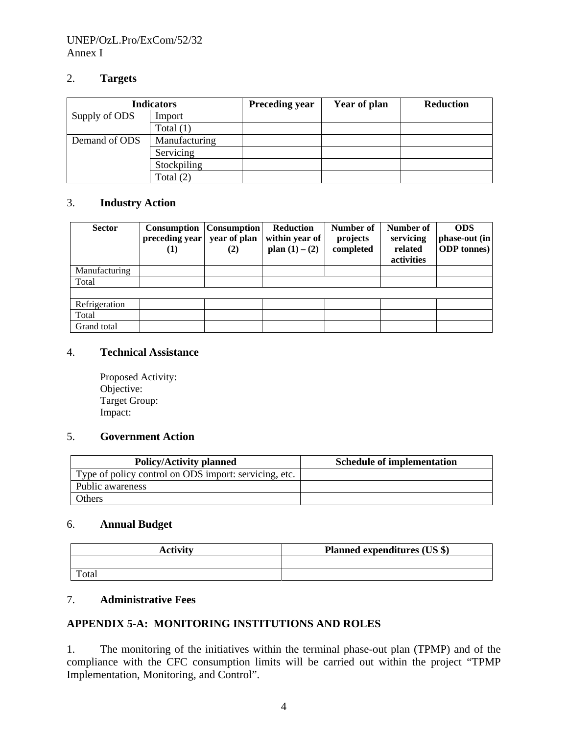2. **Targets**

| Indicators | | Preceding year | Year of plan | Reduction |
|---|---|---|---|---|
| Supply of ODS | Import | | | |
| | Total (1) | | | |
| Demand of ODS | Manufacturing | | | |
| | Servicing | | | |
| | Stockpiling | | | |
| | Total (2) | | | |

3. **Industry Action**

| Sector | Consumption preceding year (1) | Consumption year of plan (2) | Reduction within year of plan (1) – (2) | Number of projects completed | Number of servicing related activities | ODS phase-out (in ODP tonnes) |
|---|---|---|---|---|---|---|
| Manufacturing | | | | | | |
| Total | | | | | | |
| | | | | | | |
| Refrigeration | | | | | | |
| Total | | | | | | |
| Grand total | | | | | | |

4. **Technical Assistance**

Proposed Activity:
Objective:
Target Group:
Impact:

5. **Government Action**

| Policy/Activity planned | Schedule of implementation |
|---|---|
| Type of policy control on ODS import: servicing, etc. | |
| Public awareness | |
| Others | |

6. **Annual Budget**

| Activity | Planned expenditures (US $) |
|---|---|
| | |
| Total | |

7. **Administrative Fees**

**APPENDIX 5-A: MONITORING INSTITUTIONS AND ROLES**

1. The monitoring of the initiatives within the terminal phase-out plan (TPMP) and of the compliance with the CFC consumption limits will be carried out within the project "TPMP Implementation, Monitoring, and Control".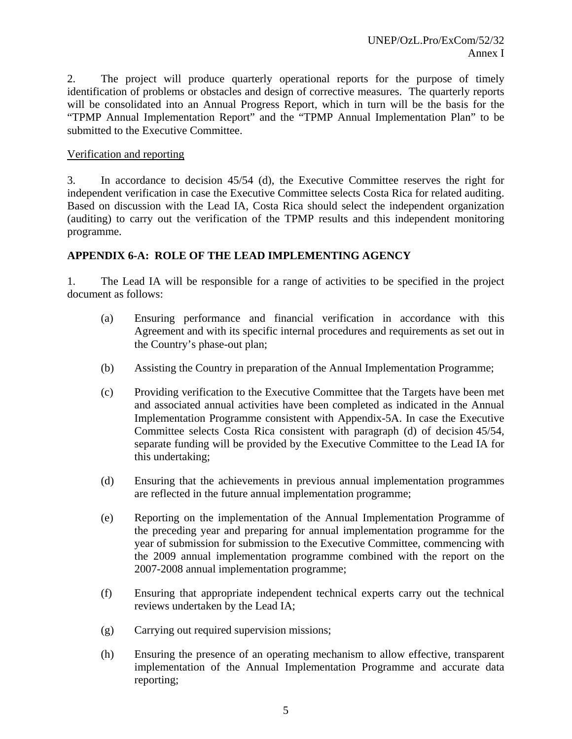2. The project will produce quarterly operational reports for the purpose of timely identification of problems or obstacles and design of corrective measures. The quarterly reports will be consolidated into an Annual Progress Report, which in turn will be the basis for the "TPMP Annual Implementation Report" and the "TPMP Annual Implementation Plan" to be submitted to the Executive Committee.

Verification and reporting

3. In accordance to decision 45/54 (d), the Executive Committee reserves the right for independent verification in case the Executive Committee selects Costa Rica for related auditing. Based on discussion with the Lead IA, Costa Rica should select the independent organization (auditing) to carry out the verification of the TPMP results and this independent monitoring programme.

**APPENDIX 6-A: ROLE OF THE LEAD IMPLEMENTING AGENCY**

1. The Lead IA will be responsible for a range of activities to be specified in the project document as follows:

(a) Ensuring performance and financial verification in accordance with this Agreement and with its specific internal procedures and requirements as set out in the Country's phase-out plan;

(b) Assisting the Country in preparation of the Annual Implementation Programme;

(c) Providing verification to the Executive Committee that the Targets have been met and associated annual activities have been completed as indicated in the Annual Implementation Programme consistent with Appendix-5A. In case the Executive Committee selects Costa Rica consistent with paragraph (d) of decision 45/54, separate funding will be provided by the Executive Committee to the Lead IA for this undertaking;

(d) Ensuring that the achievements in previous annual implementation programmes are reflected in the future annual implementation programme;

(e) Reporting on the implementation of the Annual Implementation Programme of the preceding year and preparing for annual implementation programme for the year of submission for submission to the Executive Committee, commencing with the 2009 annual implementation programme combined with the report on the 2007-2008 annual implementation programme;

(f) Ensuring that appropriate independent technical experts carry out the technical reviews undertaken by the Lead IA;

(g) Carrying out required supervision missions;

(h) Ensuring the presence of an operating mechanism to allow effective, transparent implementation of the Annual Implementation Programme and accurate data reporting;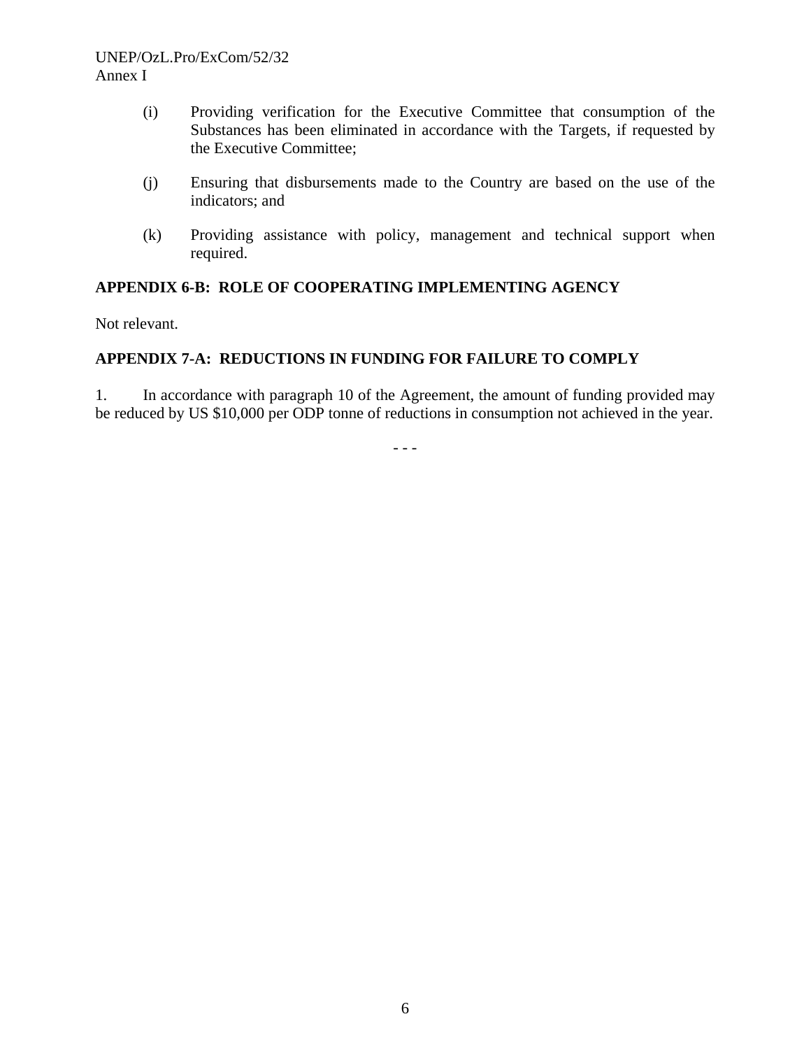(i) Providing verification for the Executive Committee that consumption of the Substances has been eliminated in accordance with the Targets, if requested by the Executive Committee;

(j) Ensuring that disbursements made to the Country are based on the use of the indicators; and

(k) Providing assistance with policy, management and technical support when required.

**APPENDIX 6-B: ROLE OF COOPERATING IMPLEMENTING AGENCY**

Not relevant.

**APPENDIX 7-A: REDUCTIONS IN FUNDING FOR FAILURE TO COMPLY**

1. In accordance with paragraph 10 of the Agreement, the amount of funding provided may be reduced by US $10,000 per ODP tonne of reductions in consumption not achieved in the year.

- - -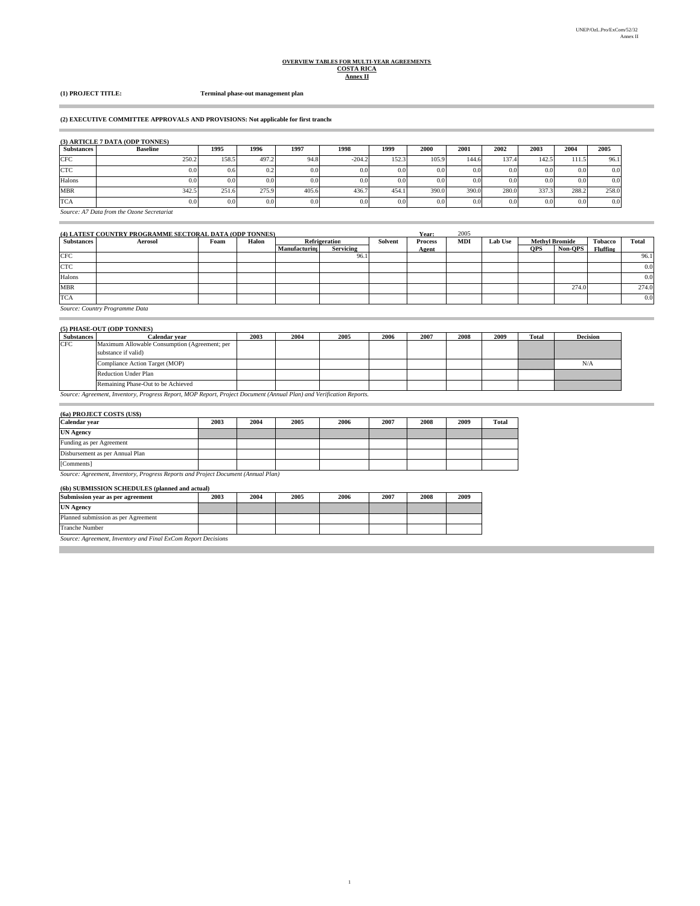**OVERVIEW TABLES FOR MULTI-YEAR AGREEMENTS**
**COSTA RICA**
**Annex II**

**(1) PROJECT TITLE:** **Terminal phase-out management plan**

**(2) EXECUTIVE COMMITTEE APPROVALS AND PROVISIONS: Not applicable for first tranche**

**(3) ARTICLE 7 DATA (ODP TONNES)**

| Substances | Baseline | 1995 | 1996 | 1997 | 1998 | 1999 | 2000 | 2001 | 2002 | 2003 | 2004 | 2005 |
|---|---|---|---|---|---|---|---|---|---|---|---|---|
| CFC | 250.2 | 158.5 | 497.2 | 94.8 | -204.2 | 152.3 | 105.9 | 144.6 | 137.4 | 142.5 | 111.5 | 96.1 |
| CTC | 0.0 | 0.6 | 0.2 | 0.0 | 0.0 | 0.0 | 0.0 | 0.0 | 0.0 | 0.0 | 0.0 | 0.0 |
| Halons | 0.0 | 0.0 | 0.0 | 0.0 | 0.0 | 0.0 | 0.0 | 0.0 | 0.0 | 0.0 | 0.0 | 0.0 |
| MBR | 342.5 | 251.6 | 275.9 | 405.6 | 436.7 | 454.1 | 390.0 | 390.0 | 280.0 | 337.3 | 288.2 | 258.0 |
| TCA | 0.0 | 0.0 | 0.0 | 0.0 | 0.0 | 0.0 | 0.0 | 0.0 | 0.0 | 0.0 | 0.0 | 0.0 |

*Source: A7 Data from the Ozone Secretariat*

**(4) LATEST COUNTRY PROGRAMME SECTORAL DATA (ODP TONNES)** Year: 2005

| Substances | Aerosol | Foam | Halon | Refrigeration | | Solvent | Process Agent | MDI | Lab Use | Methyl Bromide | | Tobacco Fluffing | Total |
|---|---|---|---|---|---|---|---|---|---|---|---|---|---|
| | | | | Manufacturing | Servicing | | | | | QPS | Non-QPS | | |
| CFC | | | | | 96.1 | | | | | | | | 96.1 |
| CTC | | | | | | | | | | | | | 0.0 |
| Halons | | | | | | | | | | | | | 0.0 |
| MBR | | | | | | | | | | | 274.0 | | 274.0 |
| TCA | | | | | | | | | | | | | 0.0 |

*Source: Country Programme Data*

**(5) PHASE-OUT (ODP TONNES)**

| Substances | Calendar year | 2003 | 2004 | 2005 | 2006 | 2007 | 2008 | 2009 | Total | Decision |
|---|---|---|---|---|---|---|---|---|---|---|
| CFC | Maximum Allowable Consumption (Agreement; per substance if valid) | | | | | | | | | |
| | Compliance Action Target (MOP) | | | | | | | | | N/A |
| | Reduction Under Plan | | | | | | | | | |
| | Remaining Phase-Out to be Achieved | | | | | | | | | |

*Source: Agreement, Inventory, Progress Report, MOP Report, Project Document (Annual Plan) and Verification Reports.*

**(6a) PROJECT COSTS (US$)**

| Calendar year | 2003 | 2004 | 2005 | 2006 | 2007 | 2008 | 2009 | Total |
|---|---|---|---|---|---|---|---|---|
| **UN Agency** | | | | | | | | |
| Funding as per Agreement | | | | | | | | |
| Disbursement as per Annual Plan | | | | | | | | |
| [Comments] | | | | | | | | |

*Source: Agreement, Inventory, Progress Reports and Project Document (Annual Plan)*

**(6b) SUBMISSION SCHEDULES (planned and actual)**

| Submission year as per agreement | 2003 | 2004 | 2005 | 2006 | 2007 | 2008 | 2009 |
|---|---|---|---|---|---|---|---|
| **UN Agency** | | | | | | | |
| Planned submission as per Agreement | | | | | | | |
| Tranche Number | | | | | | | |

*Source: Agreement, Inventory and Final ExCom Report Decisions*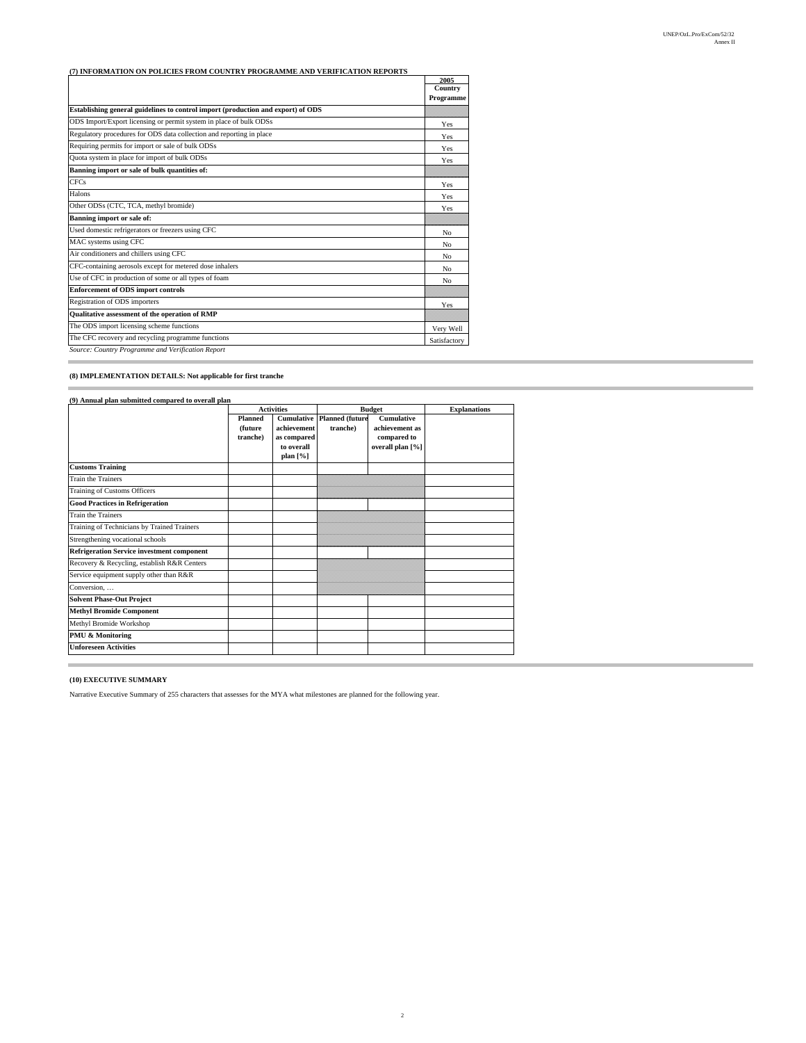### (7) INFORMATION ON POLICIES FROM COUNTRY PROGRAMME AND VERIFICATION REPORTS

| | 2005 Country Programme |
|---|---|
| **Establishing general guidelines to control import (production and export) of ODS** | |
| ODS Import/Export licensing or permit system in place of bulk ODSs | Yes |
| Regulatory procedures for ODS data collection and reporting in place | Yes |
| Requiring permits for import or sale of bulk ODSs | Yes |
| Quota system in place for import of bulk ODSs | Yes |
| **Banning import or sale of bulk quantities of:** | |
| CFCs | Yes |
| Halons | Yes |
| Other ODSs (CTC, TCA, methyl bromide) | Yes |
| **Banning import or sale of:** | |
| Used domestic refrigerators or freezers using CFC | No |
| MAC systems using CFC | No |
| Air conditioners and chillers using CFC | No |
| CFC-containing aerosols except for metered dose inhalers | No |
| Use of CFC in production of some or all types of foam | No |
| **Enforcement of ODS import controls** | |
| Registration of ODS importers | Yes |
| **Qualitative assessment of the operation of RMP** | |
| The ODS import licensing scheme functions | Very Well |
| The CFC recovery and recycling programme functions | Satisfactory |

*Source: Country Programme and Verification Report*

### (8) IMPLEMENTATION DETAILS: Not applicable for first tranche

### (9) Annual plan submitted compared to overall plan

| | Activities | | Budget | | Explanations |
|---|---|---|---|---|---|
| | Planned (future tranche) | Cumulative achievement as compared to overall plan [%] | Planned (future tranche) | Cumulative achievement as compared to overall plan [%] | |
| **Customs Training** | | | | | |
| Train the Trainers | | | | | |
| Training of Customs Officers | | | | | |
| **Good Practices in Refrigeration** | | | | | |
| Train the Trainers | | | | | |
| Training of Technicians by Trained Trainers | | | | | |
| Strengthening vocational schools | | | | | |
| **Refrigeration Service investment component** | | | | | |
| Recovery & Recycling, establish R&R Centers | | | | | |
| Service equipment supply other than R&R | | | | | |
| Conversion, … | | | | | |
| **Solvent Phase-Out Project** | | | | | |
| **Methyl Bromide Component** | | | | | |
| Methyl Bromide Workshop | | | | | |
| **PMU & Monitoring** | | | | | |
| **Unforeseen Activities** | | | | | |

### (10) EXECUTIVE SUMMARY

Narrative Executive Summary of 255 characters that assesses for the MYA what milestones are planned for the following year.